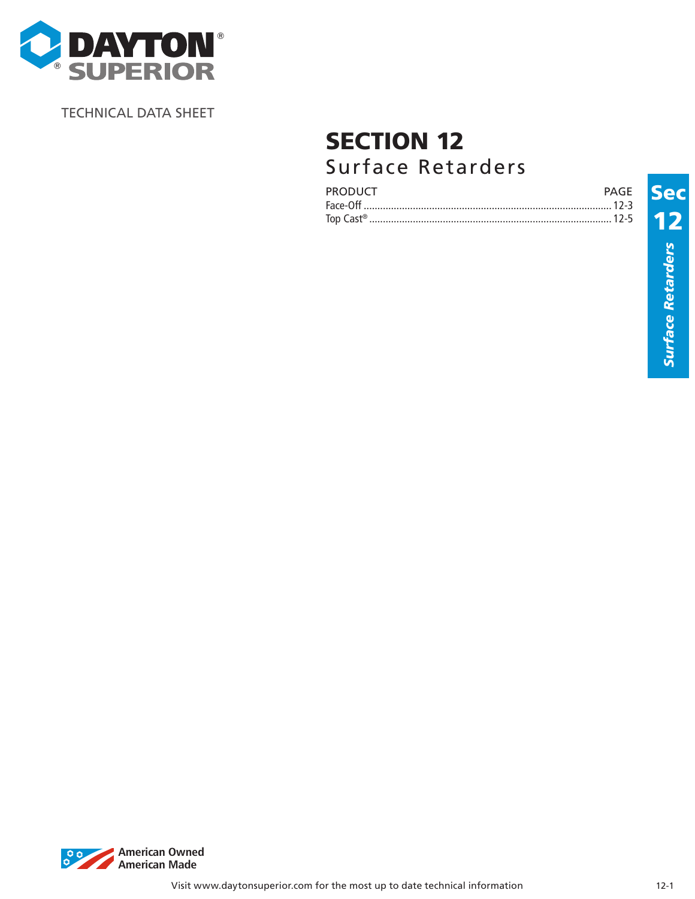DAYTON SUPERIOR

TECHNICAL DATA SHEET

# SECTION 12

## Surface Retarders

| PRODUCT | PAGE |
| --- | --- |
| Face-Off | 12-3 |
| Top Cast® | 12-5 |

Sec 12 Surface Retarders

American Owned
American Made

Visit www.daytonsuperior.com for the most up to date technical information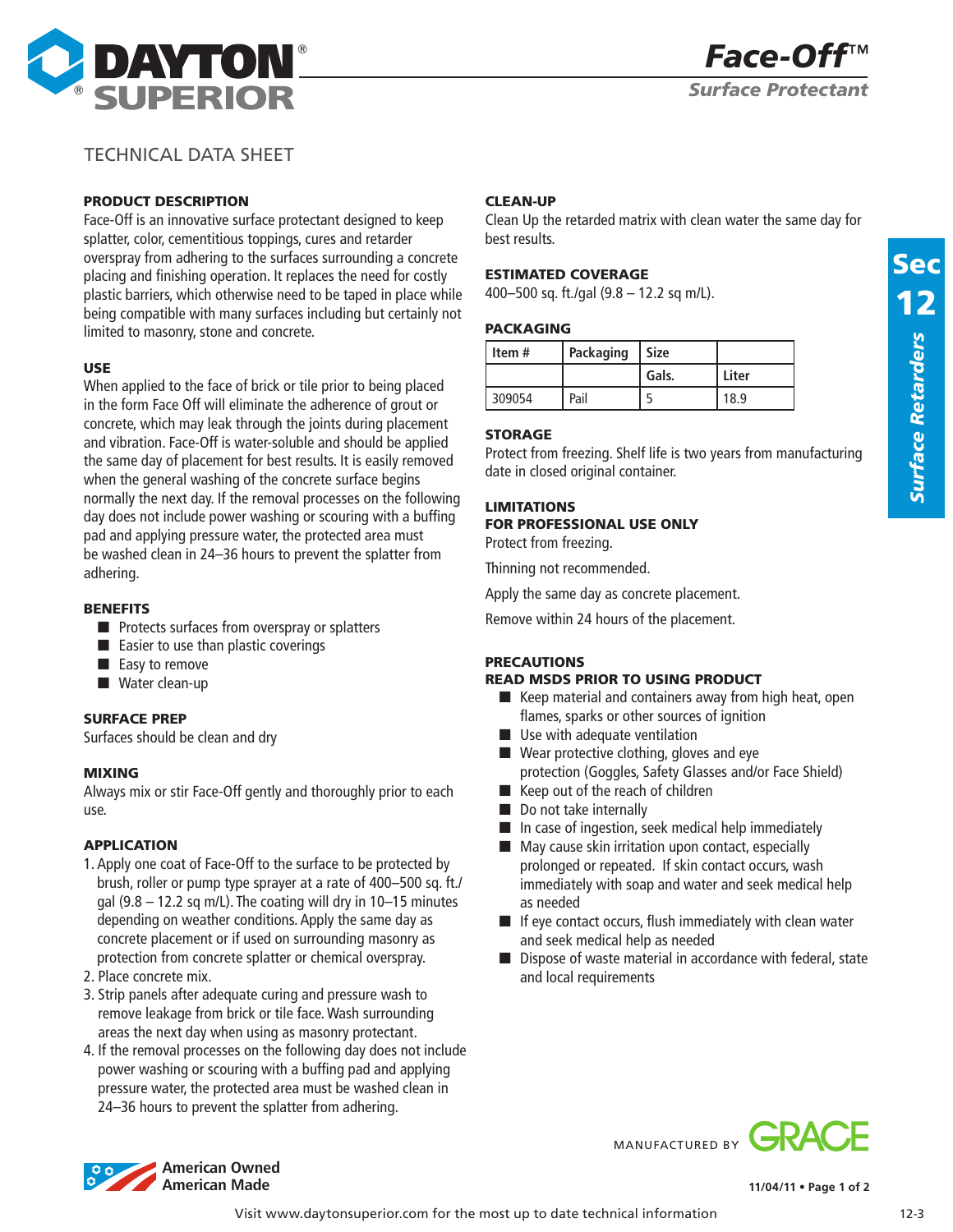# Face-Off™

## Surface Protectant

TECHNICAL DATA SHEET

### PRODUCT DESCRIPTION

Face-Off is an innovative surface protectant designed to keep splatter, color, cementitious toppings, cures and retarder overspray from adhering to the surfaces surrounding a concrete placing and finishing operation. It replaces the need for costly plastic barriers, which otherwise need to be taped in place while being compatible with many surfaces including but certainly not limited to masonry, stone and concrete.

### USE

When applied to the face of brick or tile prior to being placed in the form Face Off will eliminate the adherence of grout or concrete, which may leak through the joints during placement and vibration. Face-Off is water-soluble and should be applied the same day of placement for best results. It is easily removed when the general washing of the concrete surface begins normally the next day. If the removal processes on the following day does not include power washing or scouring with a buffing pad and applying pressure water, the protected area must be washed clean in 24–36 hours to prevent the splatter from adhering.

### BENEFITS

- Protects surfaces from overspray or splatters
- Easier to use than plastic coverings
- Easy to remove
- Water clean-up

### SURFACE PREP

Surfaces should be clean and dry

### MIXING

Always mix or stir Face-Off gently and thoroughly prior to each use.

### APPLICATION

1. Apply one coat of Face-Off to the surface to be protected by brush, roller or pump type sprayer at a rate of 400–500 sq. ft./gal (9.8 – 12.2 sq m/L). The coating will dry in 10–15 minutes depending on weather conditions. Apply the same day as concrete placement or if used on surrounding masonry as protection from concrete splatter or chemical overspray.
2. Place concrete mix.
3. Strip panels after adequate curing and pressure wash to remove leakage from brick or tile face. Wash surrounding areas the next day when using as masonry protectant.
4. If the removal processes on the following day does not include power washing or scouring with a buffing pad and applying pressure water, the protected area must be washed clean in 24–36 hours to prevent the splatter from adhering.

### CLEAN-UP

Clean Up the retarded matrix with clean water the same day for best results.

### ESTIMATED COVERAGE

400–500 sq. ft./gal (9.8 – 12.2 sq m/L).

### PACKAGING

| Item # | Packaging | Size | |
|---|---|---|---|
| | | Gals. | Liter |
| 309054 | Pail | 5 | 18.9 |

### STORAGE

Protect from freezing. Shelf life is two years from manufacturing date in closed original container.

### LIMITATIONS

**FOR PROFESSIONAL USE ONLY**

Protect from freezing.

Thinning not recommended.

Apply the same day as concrete placement.

Remove within 24 hours of the placement.

### PRECAUTIONS

**READ MSDS PRIOR TO USING PRODUCT**

- Keep material and containers away from high heat, open flames, sparks or other sources of ignition
- Use with adequate ventilation
- Wear protective clothing, gloves and eye protection (Goggles, Safety Glasses and/or Face Shield)
- Keep out of the reach of children
- Do not take internally
- In case of ingestion, seek medical help immediately
- May cause skin irritation upon contact, especially prolonged or repeated. If skin contact occurs, wash immediately with soap and water and seek medical help as needed
- If eye contact occurs, flush immediately with clean water and seek medical help as needed
- Dispose of waste material in accordance with federal, state and local requirements

MANUFACTURED BY GRACE

American Owned American Made

11/04/11

Visit www.daytonsuperior.com for the most up to date technical information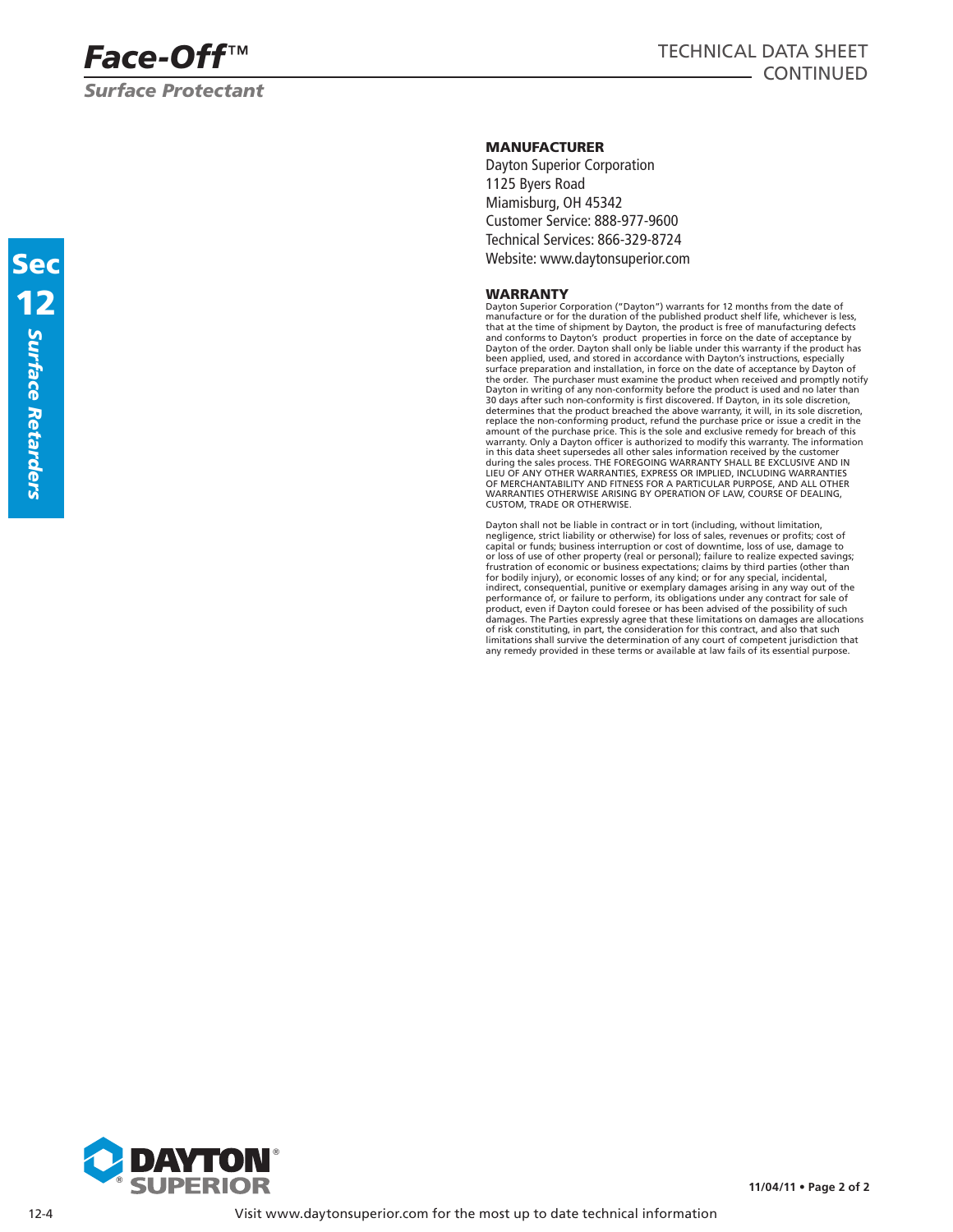## MANUFACTURER

Dayton Superior Corporation
1125 Byers Road
Miamisburg, OH 45342
Customer Service: 888-977-9600
Technical Services: 866-329-8724
Website: www.daytonsuperior.com

## WARRANTY

Dayton Superior Corporation ("Dayton") warrants for 12 months from the date of manufacture or for the duration of the published product shelf life, whichever is less, that at the time of shipment by Dayton, the product is free of manufacturing defects and conforms to Dayton's product properties in force on the date of acceptance by Dayton of the order. Dayton shall only be liable under this warranty if the product has been applied, used, and stored in accordance with Dayton's instructions, especially surface preparation and installation, in force on the date of acceptance by Dayton of the order. The purchaser must examine the product when received and promptly notify Dayton in writing of any non-conformity before the product is used and no later than 30 days after such non-conformity is first discovered. If Dayton, in its sole discretion, determines that the product breached the above warranty, it will, in its sole discretion, replace the non-conforming product, refund the purchase price or issue a credit in the amount of the purchase price. This is the sole and exclusive remedy for breach of this warranty. Only a Dayton officer is authorized to modify this warranty. The information in this data sheet supersedes all other sales information received by the customer during the sales process. THE FOREGOING WARRANTY SHALL BE EXCLUSIVE AND IN LIEU OF ANY OTHER WARRANTIES, EXPRESS OR IMPLIED, INCLUDING WARRANTIES OF MERCHANTABILITY AND FITNESS FOR A PARTICULAR PURPOSE, AND ALL OTHER WARRANTIES OTHERWISE ARISING BY OPERATION OF LAW, COURSE OF DEALING, CUSTOM, TRADE OR OTHERWISE.

Dayton shall not be liable in contract or in tort (including, without limitation, negligence, strict liability or otherwise) for loss of sales, revenues or profits; cost of capital or funds; business interruption or cost of downtime, loss of use, damage to or loss of use of other property (real or personal); failure to realize expected savings; frustration of economic or business expectations; claims by third parties (other than for bodily injury), or economic losses of any kind; or for any special, incidental, indirect, consequential, punitive or exemplary damages arising in any way out of the performance of, or failure to perform, its obligations under any contract for sale of product, even if Dayton could foresee or has been advised of the possibility of such damages. The Parties expressly agree that these limitations on damages are allocations of risk constituting, in part, the consideration for this contract, and also that such limitations shall survive the determination of any court of competent jurisdiction that any remedy provided in these terms or available at law fails of its essential purpose.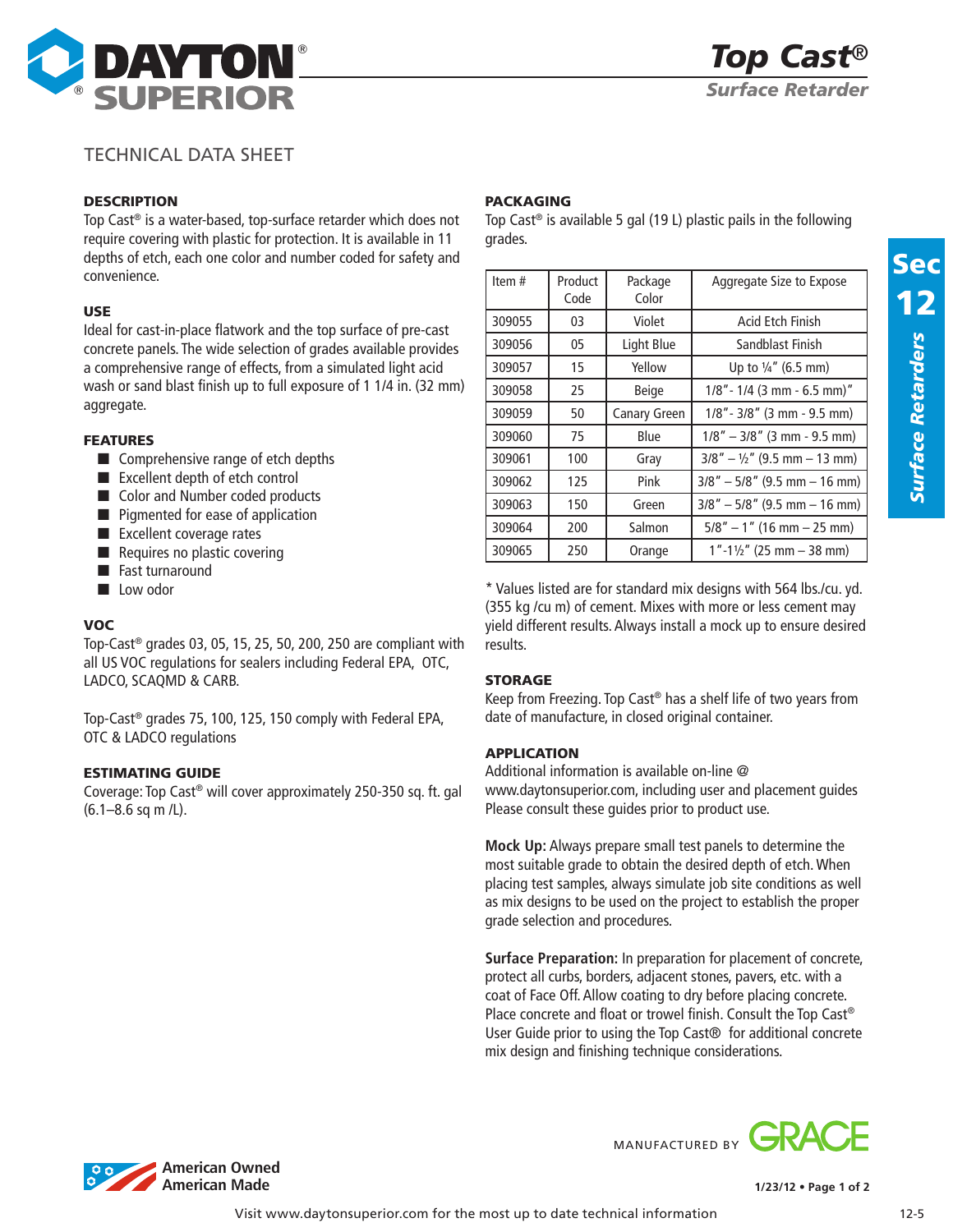# Top Cast®

## Surface Retarder

TECHNICAL DATA SHEET

### DESCRIPTION

Top Cast® is a water-based, top-surface retarder which does not require covering with plastic for protection. It is available in 11 depths of etch, each one color and number coded for safety and convenience.

### USE

Ideal for cast-in-place flatwork and the top surface of pre-cast concrete panels. The wide selection of grades available provides a comprehensive range of effects, from a simulated light acid wash or sand blast finish up to full exposure of 1 1/4 in. (32 mm) aggregate.

### FEATURES

- Comprehensive range of etch depths
- Excellent depth of etch control
- Color and Number coded products
- Pigmented for ease of application
- Excellent coverage rates
- Requires no plastic covering
- Fast turnaround
- Low odor

### VOC

Top-Cast® grades 03, 05, 15, 25, 50, 200, 250 are compliant with all US VOC regulations for sealers including Federal EPA, OTC, LADCO, SCAQMD & CARB.

Top-Cast® grades 75, 100, 125, 150 comply with Federal EPA, OTC & LADCO regulations

### ESTIMATING GUIDE

Coverage: Top Cast® will cover approximately 250-350 sq. ft. gal (6.1–8.6 sq m /L).

### PACKAGING

Top Cast® is available 5 gal (19 L) plastic pails in the following grades.

| Item # | Product Code | Package Color | Aggregate Size to Expose |
|---|---|---|---|
| 309055 | 03 | Violet | Acid Etch Finish |
| 309056 | 05 | Light Blue | Sandblast Finish |
| 309057 | 15 | Yellow | Up to ¼" (6.5 mm) |
| 309058 | 25 | Beige | 1/8" - 1/4 (3 mm - 6.5 mm)" |
| 309059 | 50 | Canary Green | 1/8" - 3/8" (3 mm - 9.5 mm) |
| 309060 | 75 | Blue | 1/8" – 3/8" (3 mm - 9.5 mm) |
| 309061 | 100 | Gray | 3/8" – ½" (9.5 mm – 13 mm) |
| 309062 | 125 | Pink | 3/8" – 5/8" (9.5 mm – 16 mm) |
| 309063 | 150 | Green | 3/8" – 5/8" (9.5 mm – 16 mm) |
| 309064 | 200 | Salmon | 5/8" – 1" (16 mm – 25 mm) |
| 309065 | 250 | Orange | 1"-1½" (25 mm – 38 mm) |

* Values listed are for standard mix designs with 564 lbs./cu. yd. (355 kg /cu m) of cement. Mixes with more or less cement may yield different results. Always install a mock up to ensure desired results.

### STORAGE

Keep from Freezing. Top Cast® has a shelf life of two years from date of manufacture, in closed original container.

### APPLICATION

Additional information is available on-line @ www.daytonsuperior.com, including user and placement guides Please consult these guides prior to product use.

**Mock Up:** Always prepare small test panels to determine the most suitable grade to obtain the desired depth of etch. When placing test samples, always simulate job site conditions as well as mix designs to be used on the project to establish the proper grade selection and procedures.

**Surface Preparation:** In preparation for placement of concrete, protect all curbs, borders, adjacent stones, pavers, etc. with a coat of Face Off. Allow coating to dry before placing concrete. Place concrete and float or trowel finish. Consult the Top Cast® User Guide prior to using the Top Cast® for additional concrete mix design and finishing technique considerations.

MANUFACTURED BY GRACE

American Owned American Made

1/23/12 • Page 1 of 2

Visit www.daytonsuperior.com for the most up to date technical information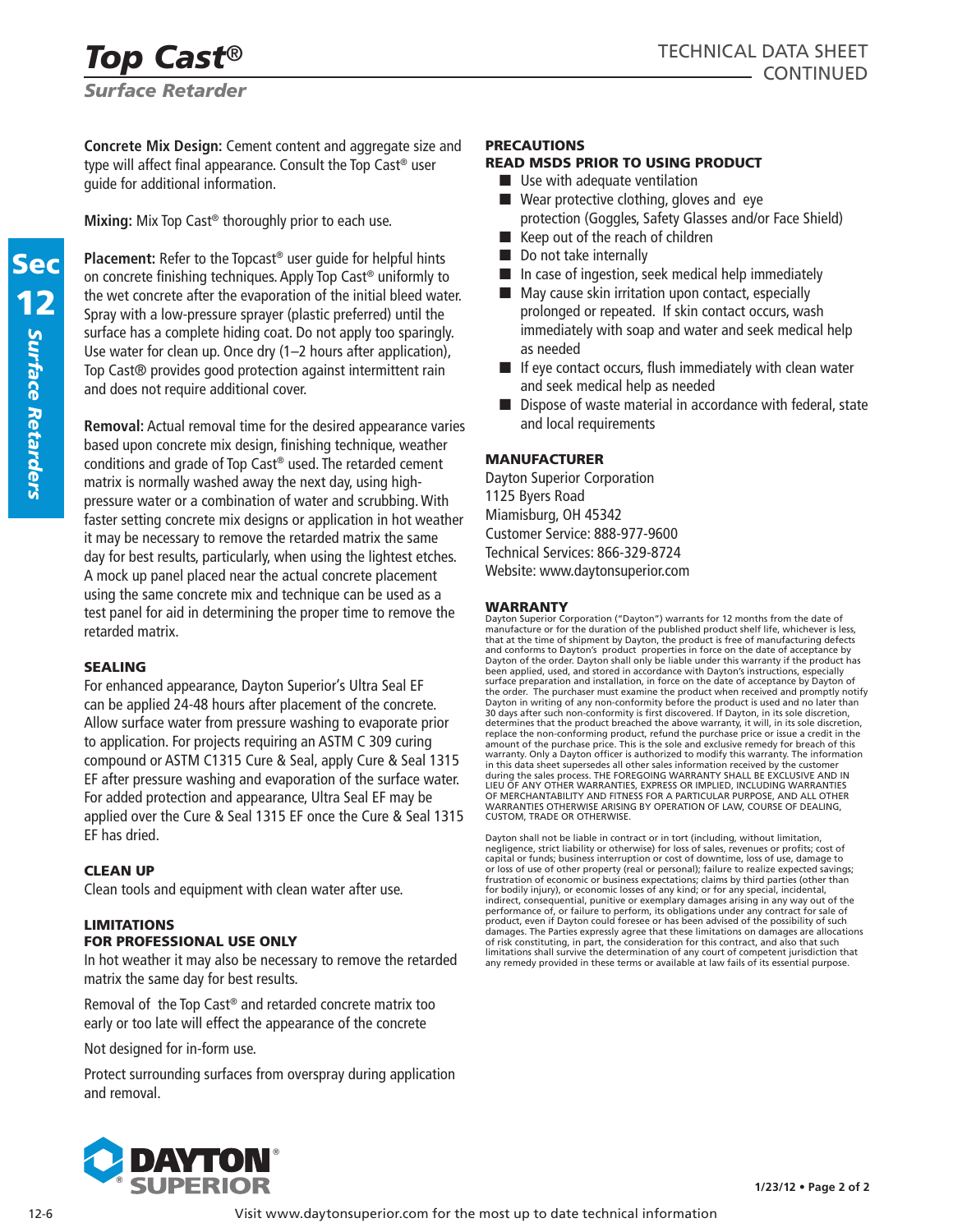# Top Cast®

## Surface Retarder

**Concrete Mix Design:** Cement content and aggregate size and type will affect final appearance. Consult the Top Cast® user guide for additional information.

**Mixing:** Mix Top Cast® thoroughly prior to each use.

**Placement:** Refer to the Topcast® user guide for helpful hints on concrete finishing techniques. Apply Top Cast® uniformly to the wet concrete after the evaporation of the initial bleed water. Spray with a low-pressure sprayer (plastic preferred) until the surface has a complete hiding coat. Do not apply too sparingly. Use water for clean up. Once dry (1–2 hours after application), Top Cast® provides good protection against intermittent rain and does not require additional cover.

**Removal:** Actual removal time for the desired appearance varies based upon concrete mix design, finishing technique, weather conditions and grade of Top Cast® used. The retarded cement matrix is normally washed away the next day, using high-pressure water or a combination of water and scrubbing. With faster setting concrete mix designs or application in hot weather it may be necessary to remove the retarded matrix the same day for best results, particularly, when using the lightest etches. A mock up panel placed near the actual concrete placement using the same concrete mix and technique can be used as a test panel for aid in determining the proper time to remove the retarded matrix.

### SEALING

For enhanced appearance, Dayton Superior's Ultra Seal EF can be applied 24-48 hours after placement of the concrete. Allow surface water from pressure washing to evaporate prior to application. For projects requiring an ASTM C 309 curing compound or ASTM C1315 Cure & Seal, apply Cure & Seal 1315 EF after pressure washing and evaporation of the surface water. For added protection and appearance, Ultra Seal EF may be applied over the Cure & Seal 1315 EF once the Cure & Seal 1315 EF has dried.

### CLEAN UP

Clean tools and equipment with clean water after use.

### LIMITATIONS
### FOR PROFESSIONAL USE ONLY

In hot weather it may also be necessary to remove the retarded matrix the same day for best results.

Removal of the Top Cast® and retarded concrete matrix too early or too late will effect the appearance of the concrete

Not designed for in-form use.

Protect surrounding surfaces from overspray during application and removal.

### PRECAUTIONS
### READ MSDS PRIOR TO USING PRODUCT

- Use with adequate ventilation
- Wear protective clothing, gloves and eye protection (Goggles, Safety Glasses and/or Face Shield)
- Keep out of the reach of children
- Do not take internally
- In case of ingestion, seek medical help immediately
- May cause skin irritation upon contact, especially prolonged or repeated. If skin contact occurs, wash immediately with soap and water and seek medical help as needed
- If eye contact occurs, flush immediately with clean water and seek medical help as needed
- Dispose of waste material in accordance with federal, state and local requirements

### MANUFACTURER

Dayton Superior Corporation
1125 Byers Road
Miamisburg, OH 45342
Customer Service: 888-977-9600
Technical Services: 866-329-8724
Website: www.daytonsuperior.com

### WARRANTY

Dayton Superior Corporation ("Dayton") warrants for 12 months from the date of manufacture or for the duration of the published product shelf life, whichever is less, that at the time of shipment by Dayton, the product is free of manufacturing defects and conforms to Dayton's product properties in force on the date of acceptance by Dayton of the order. Dayton shall only be liable under this warranty if the product has been applied, used, and stored in accordance with Dayton's instructions, especially surface preparation and installation, in force on the date of acceptance by Dayton of the order. The purchaser must examine the product when received and promptly notify Dayton in writing of any non-conformity before the product is used and no later than 30 days after such non-conformity is first discovered. If Dayton, in its sole discretion, determines that the product breached the above warranty, it will, in its sole discretion, replace the non-conforming product, refund the purchase price or issue a credit in the amount of the purchase price. This is the sole and exclusive remedy for breach of this warranty. Only a Dayton officer is authorized to modify this warranty. The information in this data sheet supersedes all other sales information received by the customer during the sales process. THE FOREGOING WARRANTY SHALL BE EXCLUSIVE AND IN LIEU OF ANY OTHER WARRANTIES, EXPRESS OR IMPLIED, INCLUDING WARRANTIES OF MERCHANTABILITY AND FITNESS FOR A PARTICULAR PURPOSE, AND ALL OTHER WARRANTIES OTHERWISE ARISING BY OPERATION OF LAW, COURSE OF DEALING, CUSTOM, TRADE OR OTHERWISE.

Dayton shall not be liable in contract or in tort (including, without limitation, negligence, strict liability or otherwise) for loss of sales, revenues or profits; cost of capital or funds; business interruption or cost of downtime, loss of use, damage to or loss of use of other property (real or personal); failure to realize expected savings; frustration of economic or business expectations; claims by third parties (other than for bodily injury), or economic losses of any kind; or for any special, incidental, indirect, consequential, punitive or exemplary damages arising in any way out of the performance of, or failure to perform, its obligations under any contract for sale of product, even if Dayton could foresee or has been advised of the possibility of such damages. The Parties expressly agree that these limitations on damages are allocations of risk constituting, in part, the consideration for this contract, and also that such limitations shall survive the determination of any court of competent jurisdiction that any remedy provided in these terms or available at law fails of its essential purpose.

1/23/12